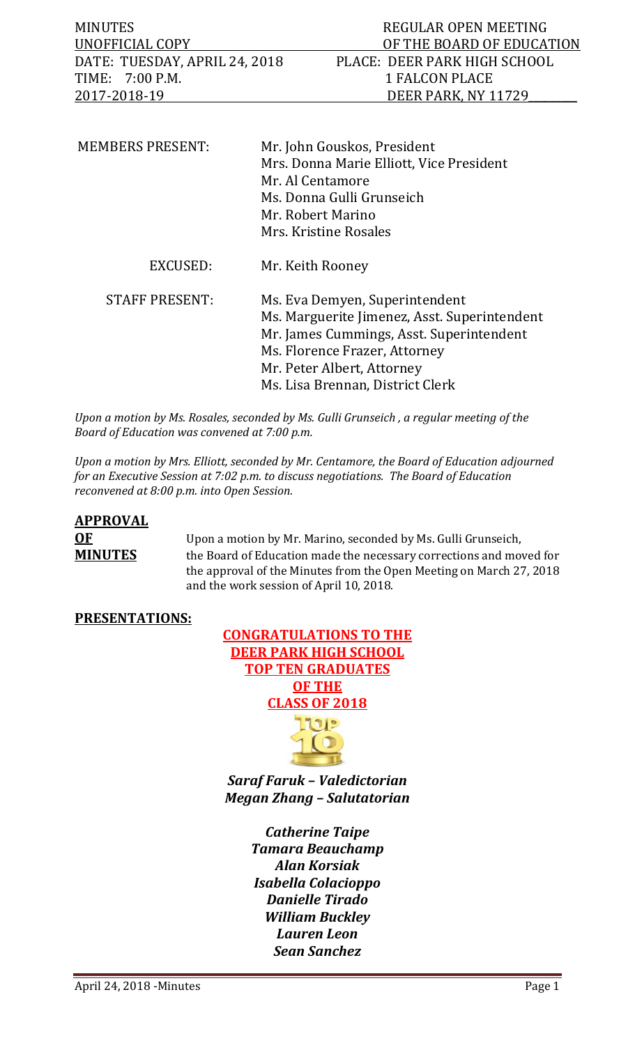| MINUTES | REGULAR OPEN MEETING |
| --- | --- |
| UNOFFICIAL COPY | OF THE BOARD OF EDUCATION |
| DATE: TUESDAY, APRIL 24, 2018 | PLACE: DEER PARK HIGH SCHOOL |
| TIME: 7:00 P.M. | 1 FALCON PLACE |
| 2017-2018-19 | DEER PARK, NY 11729 |

| | |
| --- | --- |
| MEMBERS PRESENT: | Mr. John Gouskos, President<br>Mrs. Donna Marie Elliott, Vice President<br>Mr. Al Centamore<br>Ms. Donna Gulli Grunseich<br>Mr. Robert Marino<br>Mrs. Kristine Rosales |
| EXCUSED: | Mr. Keith Rooney |
| STAFF PRESENT: | Ms. Eva Demyen, Superintendent<br>Ms. Marguerite Jimenez, Asst. Superintendent<br>Mr. James Cummings, Asst. Superintendent<br>Ms. Florence Frazer, Attorney<br>Mr. Peter Albert, Attorney<br>Ms. Lisa Brennan, District Clerk |

*Upon a motion by Ms. Rosales, seconded by Ms. Gulli Grunseich , a regular meeting of the Board of Education was convened at 7:00 p.m.*

*Upon a motion by Mrs. Elliott, seconded by Mr. Centamore, the Board of Education adjourned for an Executive Session at 7:02 p.m. to discuss negotiations. The Board of Education reconvened at 8:00 p.m. into Open Session.*

**APPROVAL OF MINUTES**

Upon a motion by Mr. Marino, seconded by Ms. Gulli Grunseich, the Board of Education made the necessary corrections and moved for the approval of the Minutes from the Open Meeting on March 27, 2018 and the work session of April 10, 2018.

**PRESENTATIONS:**

**CONGRATULATIONS TO THE DEER PARK HIGH SCHOOL TOP TEN GRADUATES OF THE CLASS OF 2018**

***Saraf Faruk – Valedictorian***
***Megan Zhang – Salutatorian***

***Catherine Taipe***
***Tamara Beauchamp***
***Alan Korsiak***
***Isabella Colacioppo***
***Danielle Tirado***
***William Buckley***
***Lauren Leon***
***Sean Sanchez***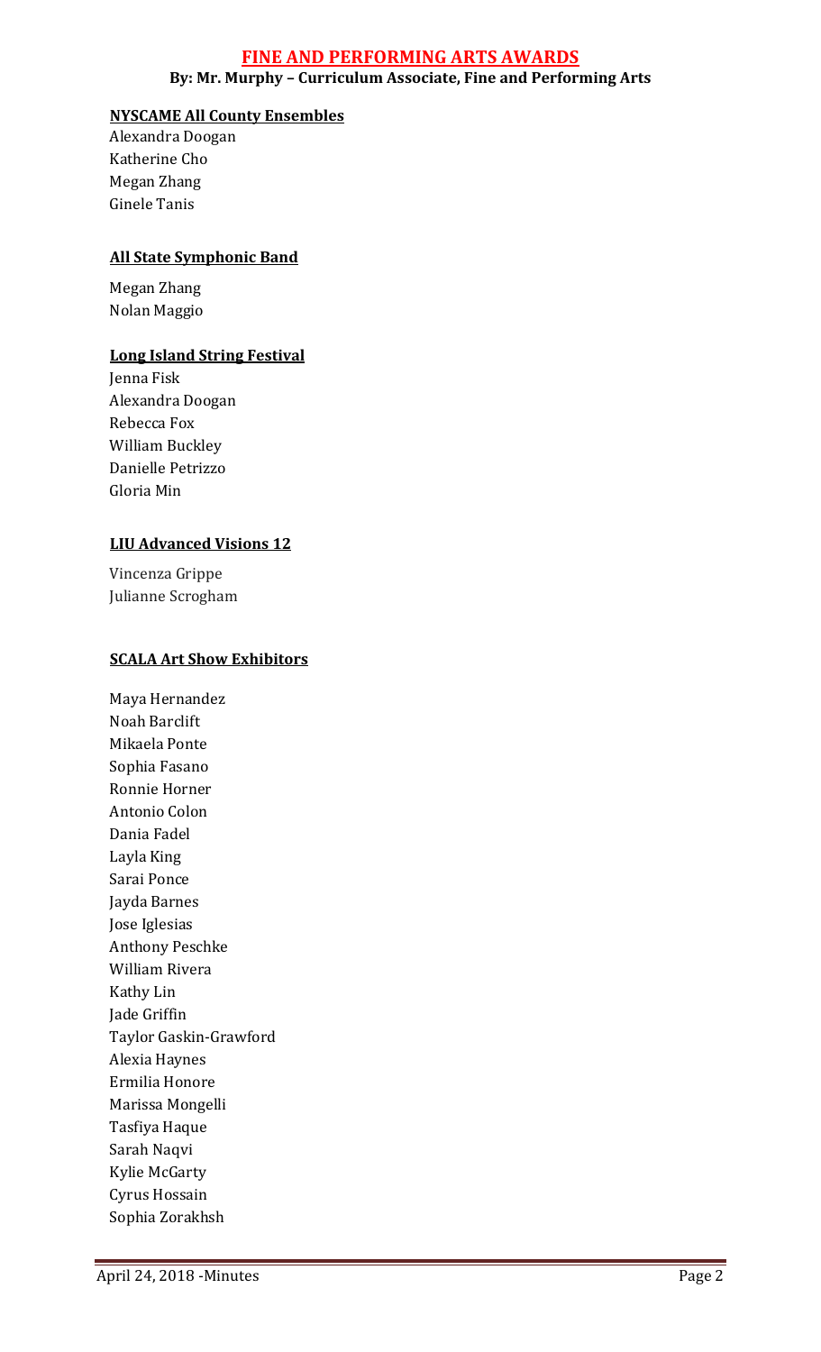## FINE AND PERFORMING ARTS AWARDS

**By: Mr. Murphy – Curriculum Associate, Fine and Performing Arts**

**NYSCAME All County Ensembles**

Alexandra Doogan
Katherine Cho
Megan Zhang
Ginele Tanis

**All State Symphonic Band**

Megan Zhang
Nolan Maggio

**Long Island String Festival**

Jenna Fisk
Alexandra Doogan
Rebecca Fox
William Buckley
Danielle Petrizzo
Gloria Min

**LIU Advanced Visions 12**

Vincenza Grippe
Julianne Scrogham

**SCALA Art Show Exhibitors**

Maya Hernandez
Noah Barclift
Mikaela Ponte
Sophia Fasano
Ronnie Horner
Antonio Colon
Dania Fadel
Layla King
Sarai Ponce
Jayda Barnes
Jose Iglesias
Anthony Peschke
William Rivera
Kathy Lin
Jade Griffin
Taylor Gaskin-Grawford
Alexia Haynes
Ermilia Honore
Marissa Mongelli
Tasfiya Haque
Sarah Naqvi
Kylie McGarty
Cyrus Hossain
Sophia Zorakhsh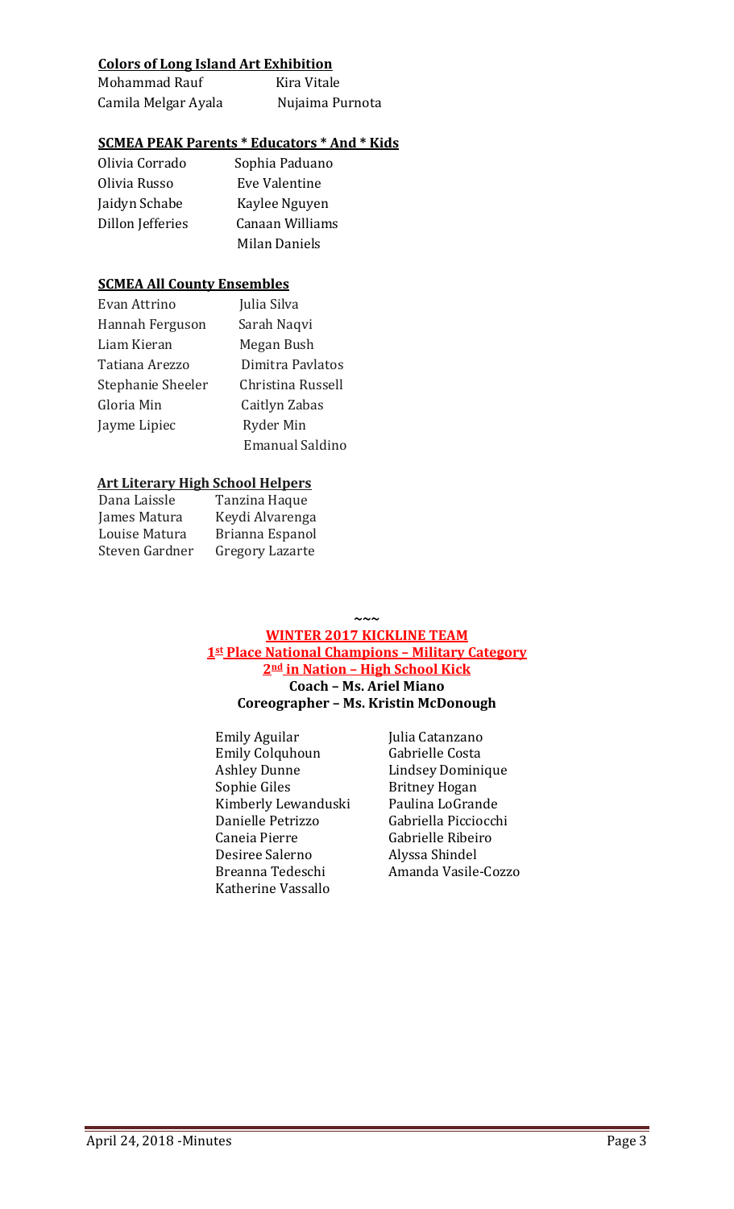**Colors of Long Island Art Exhibition**

| | |
|---|---|
| Mohammad Rauf | Kira Vitale |
| Camila Melgar Ayala | Nujaima Purnota |

**SCMEA PEAK Parents * Educators * And * Kids**

| | |
|---|---|
| Olivia Corrado | Sophia Paduano |
| Olivia Russo | Eve Valentine |
| Jaidyn Schabe | Kaylee Nguyen |
| Dillon Jefferies | Canaan Williams |
| | Milan Daniels |

**SCMEA All County Ensembles**

| | |
|---|---|
| Evan Attrino | Julia Silva |
| Hannah Ferguson | Sarah Naqvi |
| Liam Kieran | Megan Bush |
| Tatiana Arezzo | Dimitra Pavlatos |
| Stephanie Sheeler | Christina Russell |
| Gloria Min | Caitlyn Zabas |
| Jayme Lipiec | Ryder Min |
| | Emanual Saldino |

**Art Literary High School Helpers**

| | |
|---|---|
| Dana Laissle | Tanzina Haque |
| James Matura | Keydi Alvarenga |
| Louise Matura | Brianna Espanol |
| Steven Gardner | Gregory Lazarte |

~~~

**WINTER 2017 KICKLINE TEAM**

**1st Place National Champions – Military Category**

**2nd in Nation – High School Kick**

**Coach – Ms. Ariel Miano**

**Coreographer – Ms. Kristin McDonough**

| | |
|---|---|
| Emily Aguilar | Julia Catanzano |
| Emily Colquhoun | Gabrielle Costa |
| Ashley Dunne | Lindsey Dominique |
| Sophie Giles | Britney Hogan |
| Kimberly Lewanduski | Paulina LoGrande |
| Danielle Petrizzo | Gabriella Picciocchi |
| Caneia Pierre | Gabrielle Ribeiro |
| Desiree Salerno | Alyssa Shindel |
| Breanna Tedeschi | Amanda Vasile-Cozzo |
| Katherine Vassallo | |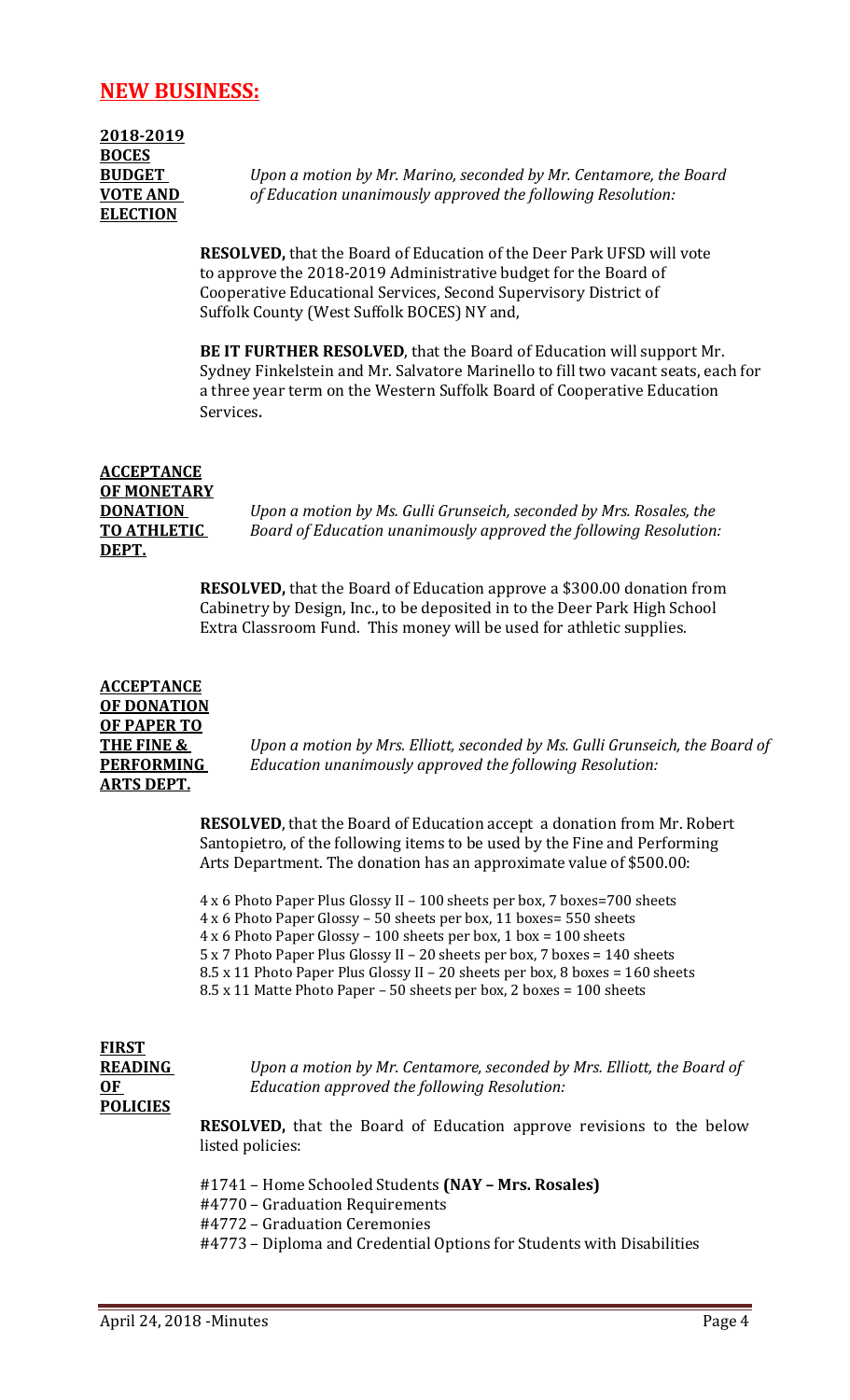## NEW BUSINESS:

**2018-2019 BOCES BUDGET VOTE AND ELECTION**

*Upon a motion by Mr. Marino, seconded by Mr. Centamore, the Board of Education unanimously approved the following Resolution:*

**RESOLVED,** that the Board of Education of the Deer Park UFSD will vote to approve the 2018-2019 Administrative budget for the Board of Cooperative Educational Services, Second Supervisory District of Suffolk County (West Suffolk BOCES) NY and,

**BE IT FURTHER RESOLVED**, that the Board of Education will support Mr. Sydney Finkelstein and Mr. Salvatore Marinello to fill two vacant seats, each for a three year term on the Western Suffolk Board of Cooperative Education Services**.**

**ACCEPTANCE OF MONETARY DONATION TO ATHLETIC DEPT.**

*Upon a motion by Ms. Gulli Grunseich, seconded by Mrs. Rosales, the Board of Education unanimously approved the following Resolution:*

**RESOLVED,** that the Board of Education approve a $300.00 donation from Cabinetry by Design, Inc., to be deposited in to the Deer Park High School Extra Classroom Fund. This money will be used for athletic supplies.

**ACCEPTANCE OF DONATION OF PAPER TO THE FINE & PERFORMING ARTS DEPT.**

*Upon a motion by Mrs. Elliott, seconded by Ms. Gulli Grunseich, the Board of Education unanimously approved the following Resolution:*

**RESOLVED**, that the Board of Education accept a donation from Mr. Robert Santopietro, of the following items to be used by the Fine and Performing Arts Department. The donation has an approximate value of $500.00:

4 x 6 Photo Paper Plus Glossy II – 100 sheets per box, 7 boxes=700 sheets
4 x 6 Photo Paper Glossy – 50 sheets per box, 11 boxes= 550 sheets
4 x 6 Photo Paper Glossy – 100 sheets per box, 1 box = 100 sheets
5 x 7 Photo Paper Plus Glossy II – 20 sheets per box, 7 boxes = 140 sheets
8.5 x 11 Photo Paper Plus Glossy II – 20 sheets per box, 8 boxes = 160 sheets
8.5 x 11 Matte Photo Paper – 50 sheets per box, 2 boxes = 100 sheets

**FIRST READING OF POLICIES**

*Upon a motion by Mr. Centamore, seconded by Mrs. Elliott, the Board of Education approved the following Resolution:*

**RESOLVED,** that the Board of Education approve revisions to the below listed policies:

#1741 – Home Schooled Students **(NAY – Mrs. Rosales)**
#4770 – Graduation Requirements
#4772 – Graduation Ceremonies
#4773 – Diploma and Credential Options for Students with Disabilities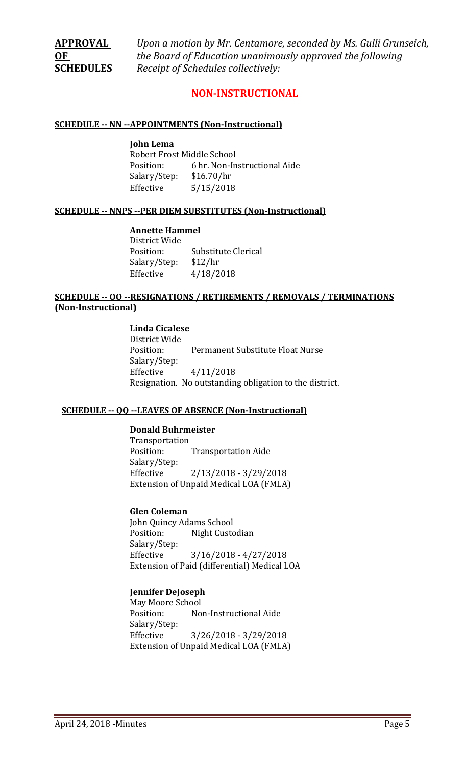**APPROVAL OF SCHEDULES** *Upon a motion by Mr. Centamore, seconded by Ms. Gulli Grunseich, the Board of Education unanimously approved the following Receipt of Schedules collectively:*

## NON-INSTRUCTIONAL

### SCHEDULE -- NN --APPOINTMENTS (Non-Instructional)

**John Lema**
Robert Frost Middle School
Position: 6 hr. Non-Instructional Aide
Salary/Step: $16.70/hr
Effective 5/15/2018

### SCHEDULE -- NNPS --PER DIEM SUBSTITUTES (Non-Instructional)

**Annette Hammel**
District Wide
Position: Substitute Clerical
Salary/Step: $12/hr
Effective 4/18/2018

### SCHEDULE -- OO --RESIGNATIONS / RETIREMENTS / REMOVALS / TERMINATIONS (Non-Instructional)

**Linda Cicalese**
District Wide
Position: Permanent Substitute Float Nurse
Salary/Step:
Effective 4/11/2018
Resignation. No outstanding obligation to the district.

### SCHEDULE -- QQ --LEAVES OF ABSENCE (Non-Instructional)

**Donald Buhrmeister**
Transportation
Position: Transportation Aide
Salary/Step:
Effective 2/13/2018 - 3/29/2018
Extension of Unpaid Medical LOA (FMLA)

**Glen Coleman**
John Quincy Adams School
Position: Night Custodian
Salary/Step:
Effective 3/16/2018 - 4/27/2018
Extension of Paid (differential) Medical LOA

**Jennifer DeJoseph**
May Moore School
Position: Non-Instructional Aide
Salary/Step:
Effective 3/26/2018 - 3/29/2018
Extension of Unpaid Medical LOA (FMLA)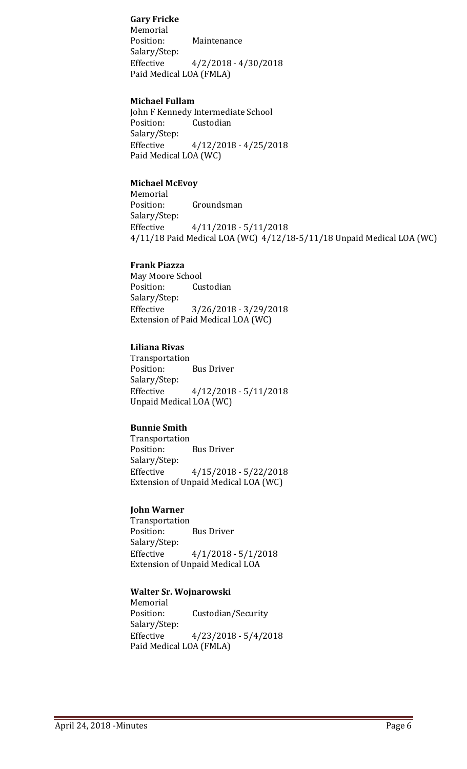**Gary Fricke**
Memorial
Position: Maintenance
Salary/Step:
Effective 4/2/2018 - 4/30/2018
Paid Medical LOA (FMLA)

**Michael Fullam**
John F Kennedy Intermediate School
Position: Custodian
Salary/Step:
Effective 4/12/2018 - 4/25/2018
Paid Medical LOA (WC)

**Michael McEvoy**
Memorial
Position: Groundsman
Salary/Step:
Effective 4/11/2018 - 5/11/2018
4/11/18 Paid Medical LOA (WC) 4/12/18-5/11/18 Unpaid Medical LOA (WC)

**Frank Piazza**
May Moore School
Position: Custodian
Salary/Step:
Effective 3/26/2018 - 3/29/2018
Extension of Paid Medical LOA (WC)

**Liliana Rivas**
Transportation
Position: Bus Driver
Salary/Step:
Effective 4/12/2018 - 5/11/2018
Unpaid Medical LOA (WC)

**Bunnie Smith**
Transportation
Position: Bus Driver
Salary/Step:
Effective 4/15/2018 - 5/22/2018
Extension of Unpaid Medical LOA (WC)

**John Warner**
Transportation
Position: Bus Driver
Salary/Step:
Effective 4/1/2018 - 5/1/2018
Extension of Unpaid Medical LOA

**Walter Sr. Wojnarowski**
Memorial
Position: Custodian/Security
Salary/Step:
Effective 4/23/2018 - 5/4/2018
Paid Medical LOA (FMLA)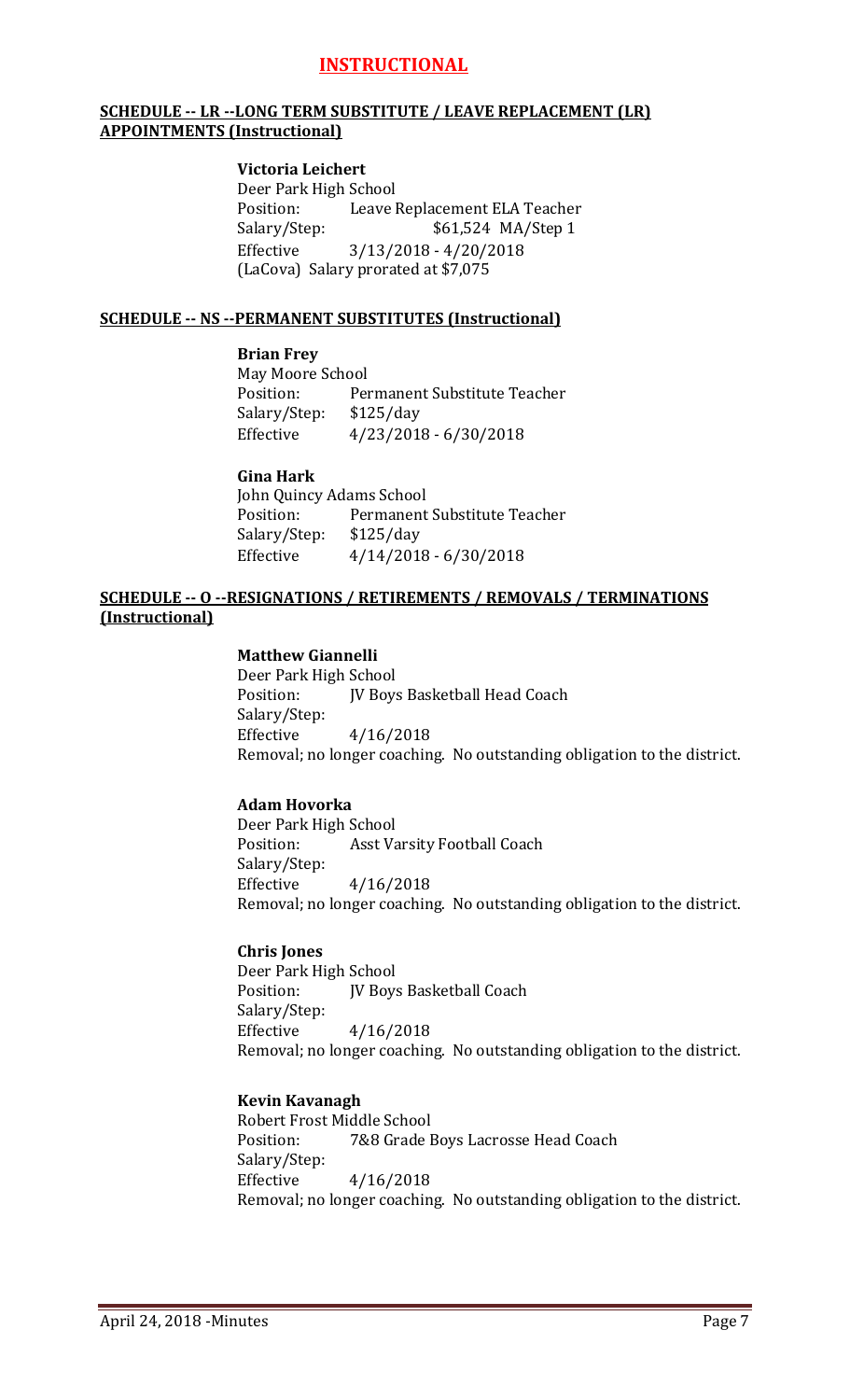# INSTRUCTIONAL

## SCHEDULE -- LR --LONG TERM SUBSTITUTE / LEAVE REPLACEMENT (LR) APPOINTMENTS (Instructional)

**Victoria Leichert**
Deer Park High School
Position: Leave Replacement ELA Teacher
Salary/Step: $61,524 MA/Step 1
Effective 3/13/2018 - 4/20/2018
(LaCova) Salary prorated at $7,075

## SCHEDULE -- NS --PERMANENT SUBSTITUTES (Instructional)

**Brian Frey**
May Moore School
Position: Permanent Substitute Teacher
Salary/Step: $125/day
Effective 4/23/2018 - 6/30/2018

**Gina Hark**
John Quincy Adams School
Position: Permanent Substitute Teacher
Salary/Step: $125/day
Effective 4/14/2018 - 6/30/2018

## SCHEDULE -- O --RESIGNATIONS / RETIREMENTS / REMOVALS / TERMINATIONS (Instructional)

**Matthew Giannelli**
Deer Park High School
Position: JV Boys Basketball Head Coach
Salary/Step:
Effective 4/16/2018
Removal; no longer coaching. No outstanding obligation to the district.

**Adam Hovorka**
Deer Park High School
Position: Asst Varsity Football Coach
Salary/Step:
Effective 4/16/2018
Removal; no longer coaching. No outstanding obligation to the district.

**Chris Jones**
Deer Park High School
Position: JV Boys Basketball Coach
Salary/Step:
Effective 4/16/2018
Removal; no longer coaching. No outstanding obligation to the district.

**Kevin Kavanagh**
Robert Frost Middle School
Position: 7&8 Grade Boys Lacrosse Head Coach
Salary/Step:
Effective 4/16/2018
Removal; no longer coaching. No outstanding obligation to the district.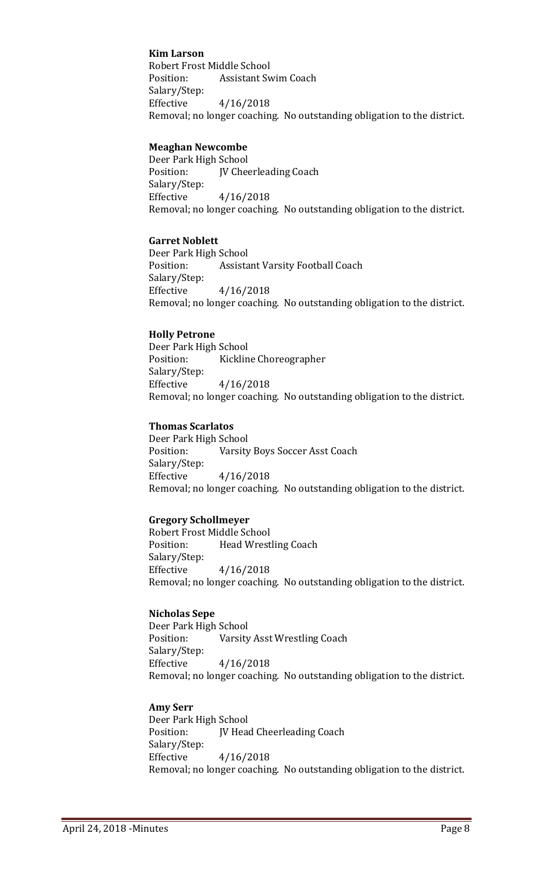**Kim Larson**
Robert Frost Middle School
Position: Assistant Swim Coach
Salary/Step:
Effective 4/16/2018
Removal; no longer coaching. No outstanding obligation to the district.

**Meaghan Newcombe**
Deer Park High School
Position: JV Cheerleading Coach
Salary/Step:
Effective 4/16/2018
Removal; no longer coaching. No outstanding obligation to the district.

**Garret Noblett**
Deer Park High School
Position: Assistant Varsity Football Coach
Salary/Step:
Effective 4/16/2018
Removal; no longer coaching. No outstanding obligation to the district.

**Holly Petrone**
Deer Park High School
Position: Kickline Choreographer
Salary/Step:
Effective 4/16/2018
Removal; no longer coaching. No outstanding obligation to the district.

**Thomas Scarlatos**
Deer Park High School
Position: Varsity Boys Soccer Asst Coach
Salary/Step:
Effective 4/16/2018
Removal; no longer coaching. No outstanding obligation to the district.

**Gregory Schollmeyer**
Robert Frost Middle School
Position: Head Wrestling Coach
Salary/Step:
Effective 4/16/2018
Removal; no longer coaching. No outstanding obligation to the district.

**Nicholas Sepe**
Deer Park High School
Position: Varsity Asst Wrestling Coach
Salary/Step:
Effective 4/16/2018
Removal; no longer coaching. No outstanding obligation to the district.

**Amy Serr**
Deer Park High School
Position: JV Head Cheerleading Coach
Salary/Step:
Effective 4/16/2018
Removal; no longer coaching. No outstanding obligation to the district.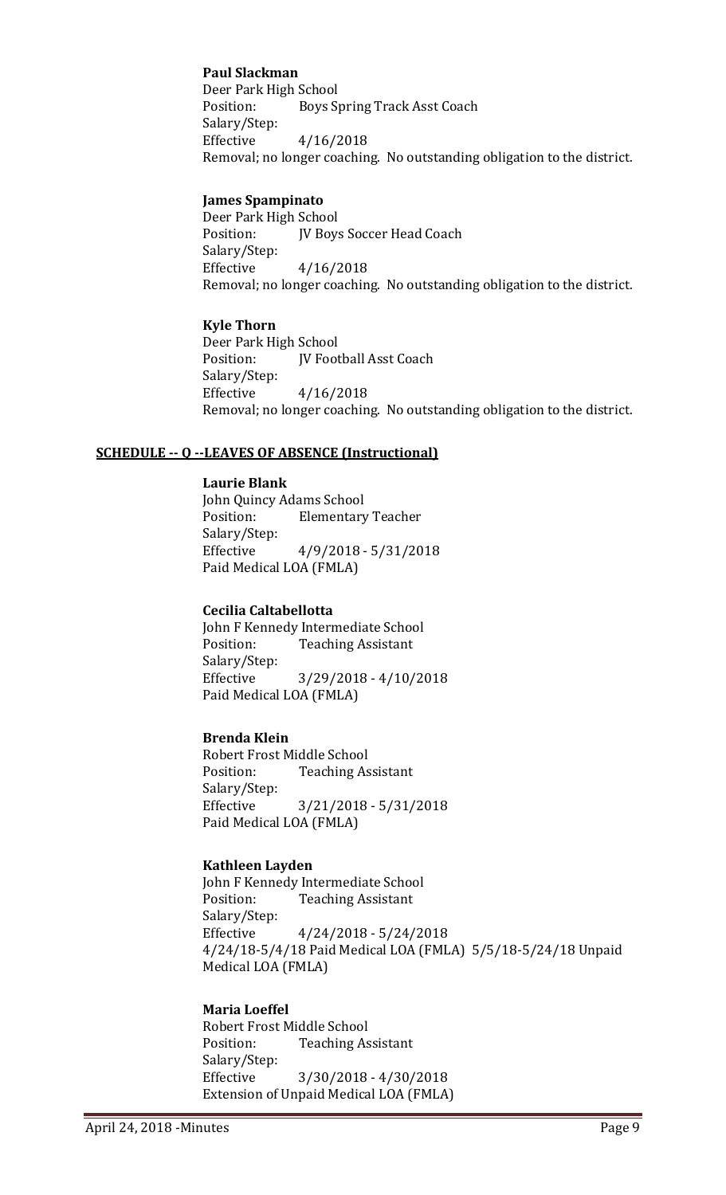**Paul Slackman**
Deer Park High School
Position: Boys Spring Track Asst Coach
Salary/Step:
Effective 4/16/2018
Removal; no longer coaching. No outstanding obligation to the district.

**James Spampinato**
Deer Park High School
Position: JV Boys Soccer Head Coach
Salary/Step:
Effective 4/16/2018
Removal; no longer coaching. No outstanding obligation to the district.

**Kyle Thorn**
Deer Park High School
Position: JV Football Asst Coach
Salary/Step:
Effective 4/16/2018
Removal; no longer coaching. No outstanding obligation to the district.

**SCHEDULE -- Q --LEAVES OF ABSENCE (Instructional)**

**Laurie Blank**
John Quincy Adams School
Position: Elementary Teacher
Salary/Step:
Effective 4/9/2018 - 5/31/2018
Paid Medical LOA (FMLA)

**Cecilia Caltabellotta**
John F Kennedy Intermediate School
Position: Teaching Assistant
Salary/Step:
Effective 3/29/2018 - 4/10/2018
Paid Medical LOA (FMLA)

**Brenda Klein**
Robert Frost Middle School
Position: Teaching Assistant
Salary/Step:
Effective 3/21/2018 - 5/31/2018
Paid Medical LOA (FMLA)

**Kathleen Layden**
John F Kennedy Intermediate School
Position: Teaching Assistant
Salary/Step:
Effective 4/24/2018 - 5/24/2018
4/24/18-5/4/18 Paid Medical LOA (FMLA) 5/5/18-5/24/18 Unpaid Medical LOA (FMLA)

**Maria Loeffel**
Robert Frost Middle School
Position: Teaching Assistant
Salary/Step:
Effective 3/30/2018 - 4/30/2018
Extension of Unpaid Medical LOA (FMLA)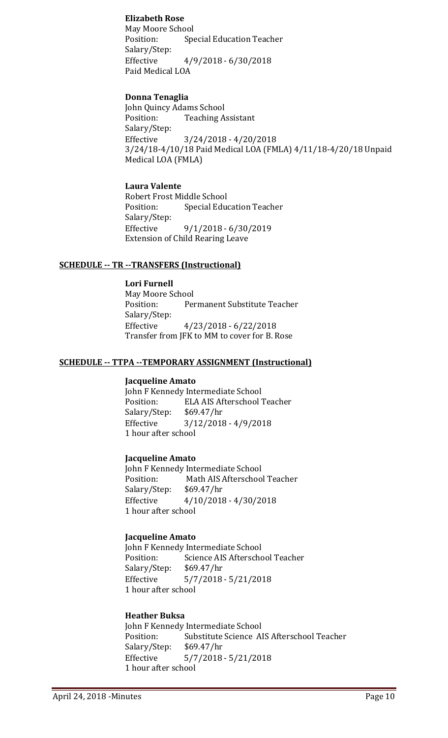**Elizabeth Rose**
May Moore School
Position: Special Education Teacher
Salary/Step:
Effective 4/9/2018 - 6/30/2018
Paid Medical LOA

**Donna Tenaglia**
John Quincy Adams School
Position: Teaching Assistant
Salary/Step:
Effective 3/24/2018 - 4/20/2018
3/24/18-4/10/18 Paid Medical LOA (FMLA) 4/11/18-4/20/18 Unpaid Medical LOA (FMLA)

**Laura Valente**
Robert Frost Middle School
Position: Special Education Teacher
Salary/Step:
Effective 9/1/2018 - 6/30/2019
Extension of Child Rearing Leave

**SCHEDULE -- TR --TRANSFERS (Instructional)**

**Lori Furnell**
May Moore School
Position: Permanent Substitute Teacher
Salary/Step:
Effective 4/23/2018 - 6/22/2018
Transfer from JFK to MM to cover for B. Rose

**SCHEDULE -- TTPA --TEMPORARY ASSIGNMENT (Instructional)**

**Jacqueline Amato**
John F Kennedy Intermediate School
Position: ELA AIS Afterschool Teacher
Salary/Step: $69.47/hr
Effective 3/12/2018 - 4/9/2018
1 hour after school

**Jacqueline Amato**
John F Kennedy Intermediate School
Position: Math AIS Afterschool Teacher
Salary/Step: $69.47/hr
Effective 4/10/2018 - 4/30/2018
1 hour after school

**Jacqueline Amato**
John F Kennedy Intermediate School
Position: Science AIS Afterschool Teacher
Salary/Step: $69.47/hr
Effective 5/7/2018 - 5/21/2018
1 hour after school

**Heather Buksa**
John F Kennedy Intermediate School
Position: Substitute Science AIS Afterschool Teacher
Salary/Step: $69.47/hr
Effective 5/7/2018 - 5/21/2018
1 hour after school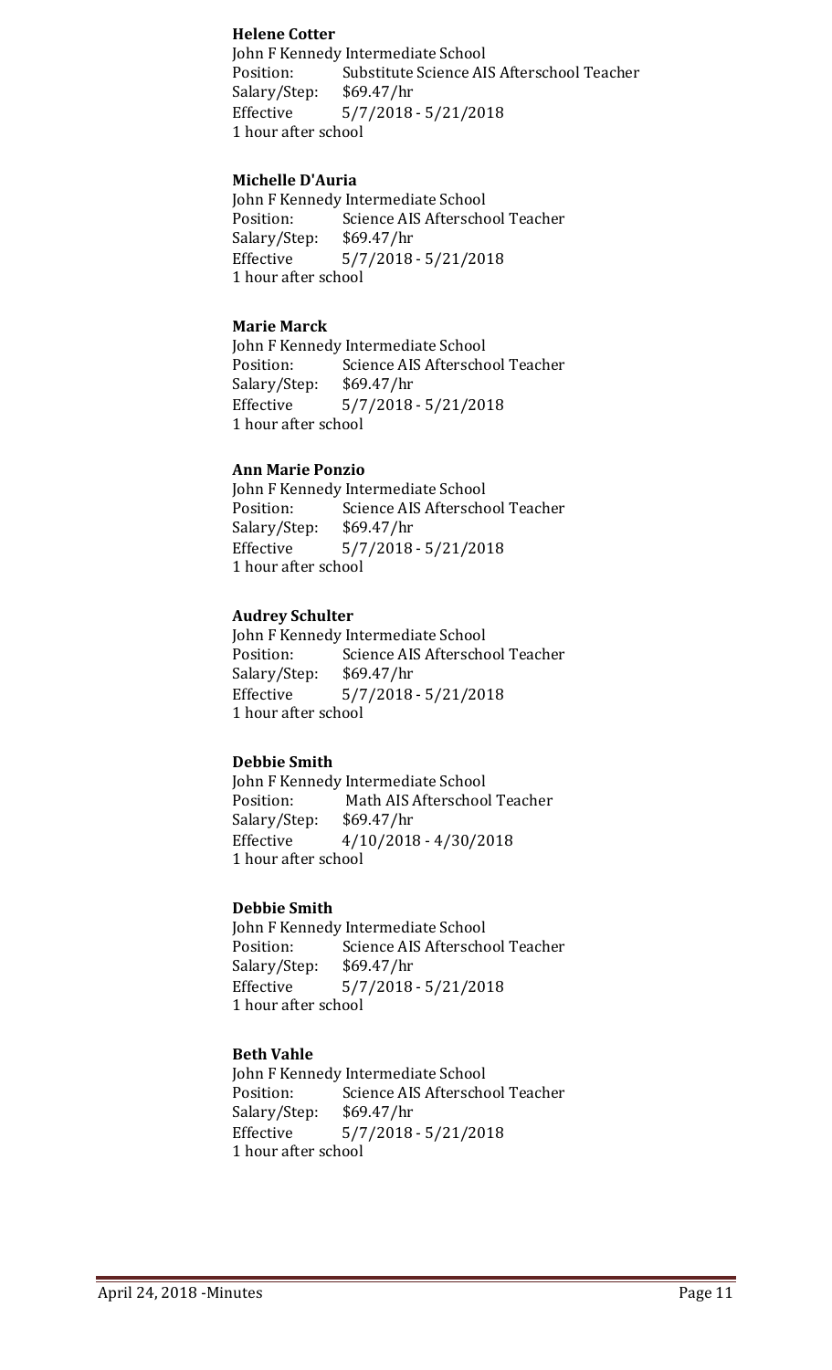**Helene Cotter**
John F Kennedy Intermediate School
Position: Substitute Science AIS Afterschool Teacher
Salary/Step: $69.47/hr
Effective 5/7/2018 - 5/21/2018
1 hour after school

**Michelle D'Auria**
John F Kennedy Intermediate School
Position: Science AIS Afterschool Teacher
Salary/Step: $69.47/hr
Effective 5/7/2018 - 5/21/2018
1 hour after school

**Marie Marck**
John F Kennedy Intermediate School
Position: Science AIS Afterschool Teacher
Salary/Step: $69.47/hr
Effective 5/7/2018 - 5/21/2018
1 hour after school

**Ann Marie Ponzio**
John F Kennedy Intermediate School
Position: Science AIS Afterschool Teacher
Salary/Step: $69.47/hr
Effective 5/7/2018 - 5/21/2018
1 hour after school

**Audrey Schulter**
John F Kennedy Intermediate School
Position: Science AIS Afterschool Teacher
Salary/Step: $69.47/hr
Effective 5/7/2018 - 5/21/2018
1 hour after school

**Debbie Smith**
John F Kennedy Intermediate School
Position: Math AIS Afterschool Teacher
Salary/Step: $69.47/hr
Effective 4/10/2018 - 4/30/2018
1 hour after school

**Debbie Smith**
John F Kennedy Intermediate School
Position: Science AIS Afterschool Teacher
Salary/Step: $69.47/hr
Effective 5/7/2018 - 5/21/2018
1 hour after school

**Beth Vahle**
John F Kennedy Intermediate School
Position: Science AIS Afterschool Teacher
Salary/Step: $69.47/hr
Effective 5/7/2018 - 5/21/2018
1 hour after school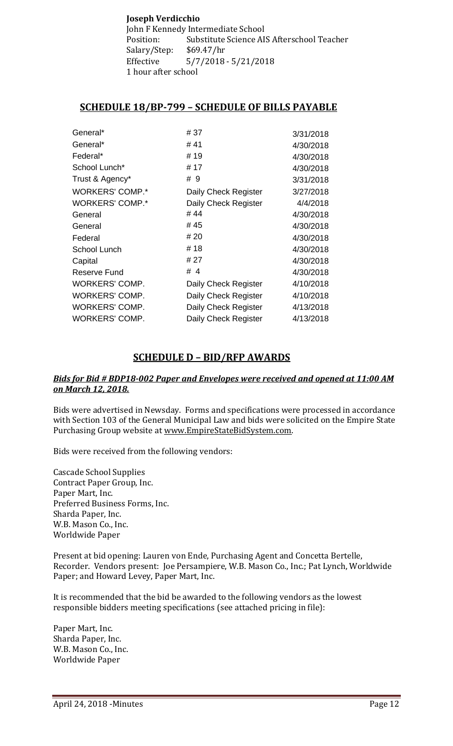**Joseph Verdicchio**
John F Kennedy Intermediate School
Position: Substitute Science AIS Afterschool Teacher
Salary/Step: $69.47/hr
Effective 5/7/2018 - 5/21/2018
1 hour after school

## SCHEDULE 18/BP-799 – SCHEDULE OF BILLS PAYABLE

| | | |
|---|---|---|
| General* | # 37 | 3/31/2018 |
| General* | # 41 | 4/30/2018 |
| Federal* | # 19 | 4/30/2018 |
| School Lunch* | # 17 | 4/30/2018 |
| Trust & Agency* | # 9 | 3/31/2018 |
| WORKERS' COMP.* | Daily Check Register | 3/27/2018 |
| WORKERS' COMP.* | Daily Check Register | 4/4/2018 |
| General | # 44 | 4/30/2018 |
| General | # 45 | 4/30/2018 |
| Federal | # 20 | 4/30/2018 |
| School Lunch | # 18 | 4/30/2018 |
| Capital | # 27 | 4/30/2018 |
| Reserve Fund | # 4 | 4/30/2018 |
| WORKERS' COMP. | Daily Check Register | 4/10/2018 |
| WORKERS' COMP. | Daily Check Register | 4/10/2018 |
| WORKERS' COMP. | Daily Check Register | 4/13/2018 |
| WORKERS' COMP. | Daily Check Register | 4/13/2018 |

## SCHEDULE D – BID/RFP AWARDS

***Bids for Bid # BDP18-002 Paper and Envelopes were received and opened at 11:00 AM on March 12, 2018.***

Bids were advertised in Newsday. Forms and specifications were processed in accordance with Section 103 of the General Municipal Law and bids were solicited on the Empire State Purchasing Group website at www.EmpireStateBidSystem.com.

Bids were received from the following vendors:

Cascade School Supplies
Contract Paper Group, Inc.
Paper Mart, Inc.
Preferred Business Forms, Inc.
Sharda Paper, Inc.
W.B. Mason Co., Inc.
Worldwide Paper

Present at bid opening: Lauren von Ende, Purchasing Agent and Concetta Bertelle, Recorder. Vendors present: Joe Persampiere, W.B. Mason Co., Inc.; Pat Lynch, Worldwide Paper; and Howard Levey, Paper Mart, Inc.

It is recommended that the bid be awarded to the following vendors as the lowest responsible bidders meeting specifications (see attached pricing in file):

Paper Mart, Inc.
Sharda Paper, Inc.
W.B. Mason Co., Inc.
Worldwide Paper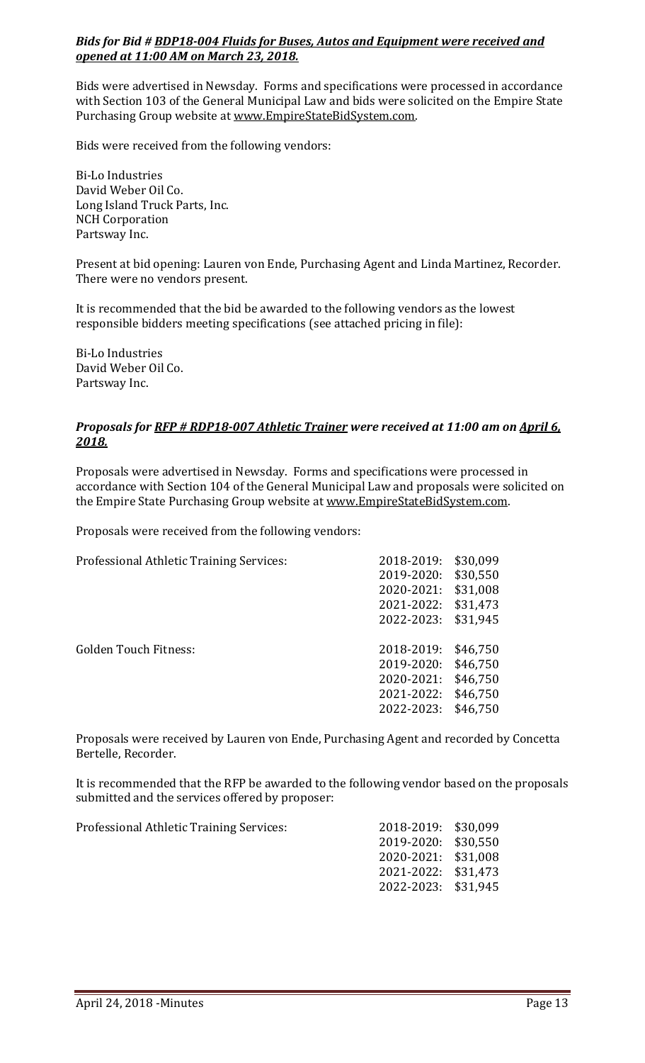***Bids for Bid # __BDP18-004 Fluids for Buses, Autos and Equipment__ were received and __opened at 11:00 AM on March 23, 2018.__***

Bids were advertised in Newsday. Forms and specifications were processed in accordance with Section 103 of the General Municipal Law and bids were solicited on the Empire State Purchasing Group website at www.EmpireStateBidSystem.com.

Bids were received from the following vendors:

Bi-Lo Industries
David Weber Oil Co.
Long Island Truck Parts, Inc.
NCH Corporation
Partsway Inc.

Present at bid opening: Lauren von Ende, Purchasing Agent and Linda Martinez, Recorder. There were no vendors present.

It is recommended that the bid be awarded to the following vendors as the lowest responsible bidders meeting specifications (see attached pricing in file):

Bi-Lo Industries
David Weber Oil Co.
Partsway Inc.

***Proposals for __RFP # RDP18-007 Athletic Trainer__ were received at 11:00 am on __April 6, 2018.__***

Proposals were advertised in Newsday. Forms and specifications were processed in accordance with Section 104 of the General Municipal Law and proposals were solicited on the Empire State Purchasing Group website at www.EmpireStateBidSystem.com.

Proposals were received from the following vendors:

| | | |
|---|---|---|
| Professional Athletic Training Services: | 2018-2019: | $30,099 |
| | 2019-2020: | $30,550 |
| | 2020-2021: | $31,008 |
| | 2021-2022: | $31,473 |
| | 2022-2023: | $31,945 |
| Golden Touch Fitness: | 2018-2019: | $46,750 |
| | 2019-2020: | $46,750 |
| | 2020-2021: | $46,750 |
| | 2021-2022: | $46,750 |
| | 2022-2023: | $46,750 |

Proposals were received by Lauren von Ende, Purchasing Agent and recorded by Concetta Bertelle, Recorder.

It is recommended that the RFP be awarded to the following vendor based on the proposals submitted and the services offered by proposer:

| | | |
|---|---|---|
| Professional Athletic Training Services: | 2018-2019: | $30,099 |
| | 2019-2020: | $30,550 |
| | 2020-2021: | $31,008 |
| | 2021-2022: | $31,473 |
| | 2022-2023: | $31,945 |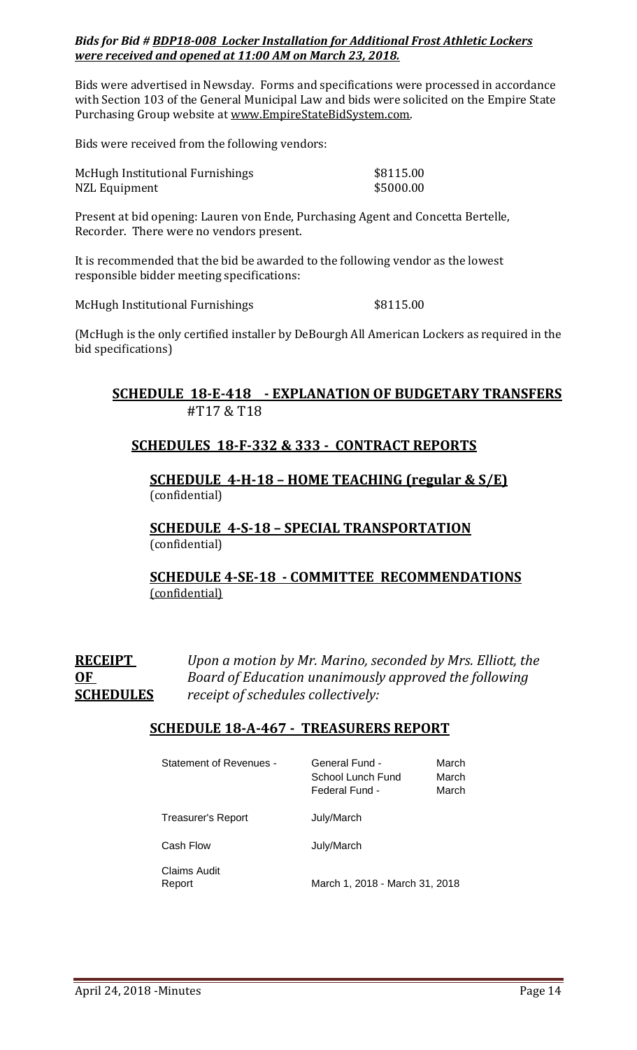***Bids for Bid # BDP18-008 Locker Installation for Additional Frost Athletic Lockers were received and opened at 11:00 AM on March 23, 2018.***

Bids were advertised in Newsday. Forms and specifications were processed in accordance with Section 103 of the General Municipal Law and bids were solicited on the Empire State Purchasing Group website at www.EmpireStateBidSystem.com.

Bids were received from the following vendors:

| | |
|---|---|
| McHugh Institutional Furnishings | $8115.00 |
| NZL Equipment | $5000.00 |

Present at bid opening: Lauren von Ende, Purchasing Agent and Concetta Bertelle, Recorder. There were no vendors present.

It is recommended that the bid be awarded to the following vendor as the lowest responsible bidder meeting specifications:

| | |
|---|---|
| McHugh Institutional Furnishings | $8115.00 |

(McHugh is the only certified installer by DeBourgh All American Lockers as required in the bid specifications)

## SCHEDULE 18-E-418 - EXPLANATION OF BUDGETARY TRANSFERS
#T17 & T18

## SCHEDULES 18-F-332 & 333 - CONTRACT REPORTS

### SCHEDULE 4-H-18 – HOME TEACHING (regular & S/E)
(confidential)

### SCHEDULE 4-S-18 – SPECIAL TRANSPORTATION
(confidential)

### SCHEDULE 4-SE-18 - COMMITTEE RECOMMENDATIONS
(confidential)

**RECEIPT OF SCHEDULES** *Upon a motion by Mr. Marino, seconded by Mrs. Elliott, the Board of Education unanimously approved the following receipt of schedules collectively:*

## SCHEDULE 18-A-467 - TREASURERS REPORT

| | | |
|---|---|---|
| Statement of Revenues - | General Fund - | March |
| | School Lunch Fund | March |
| | Federal Fund - | March |
| Treasurer's Report | July/March | |
| Cash Flow | July/March | |
| Claims Audit Report | March 1, 2018 - March 31, 2018 | |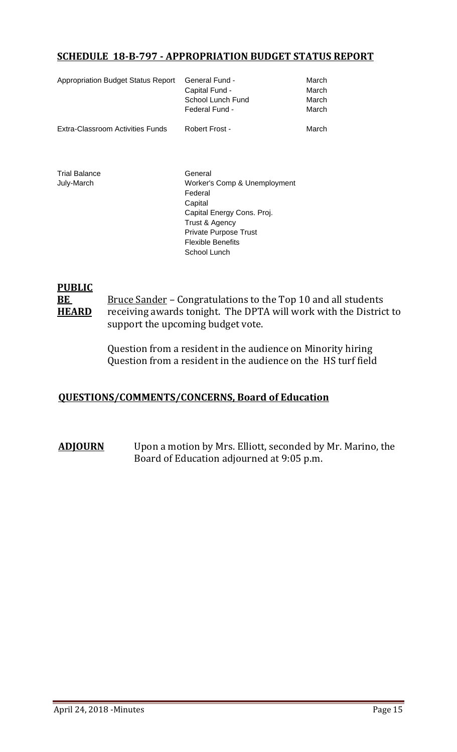## SCHEDULE 18-B-797 - APPROPRIATION BUDGET STATUS REPORT

| | | |
|---|---|---|
| Appropriation Budget Status Report | General Fund - | March |
| | Capital Fund - | March |
| | School Lunch Fund | March |
| | Federal Fund - | March |
| Extra-Classroom Activities Funds | Robert Frost - | March |

| | |
|---|---|
| Trial Balance | General |
| July-March | Worker's Comp & Unemployment |
| | Federal |
| | Capital |
| | Capital Energy Cons. Proj. |
| | Trust & Agency |
| | Private Purpose Trust |
| | Flexible Benefits |
| | School Lunch |

**PUBLIC BE HEARD**

Bruce Sander – Congratulations to the Top 10 and all students receiving awards tonight. The DPTA will work with the District to support the upcoming budget vote.

Question from a resident in the audience on Minority hiring
Question from a resident in the audience on the HS turf field

## QUESTIONS/COMMENTS/CONCERNS, Board of Education

**ADJOURN** Upon a motion by Mrs. Elliott, seconded by Mr. Marino, the Board of Education adjourned at 9:05 p.m.